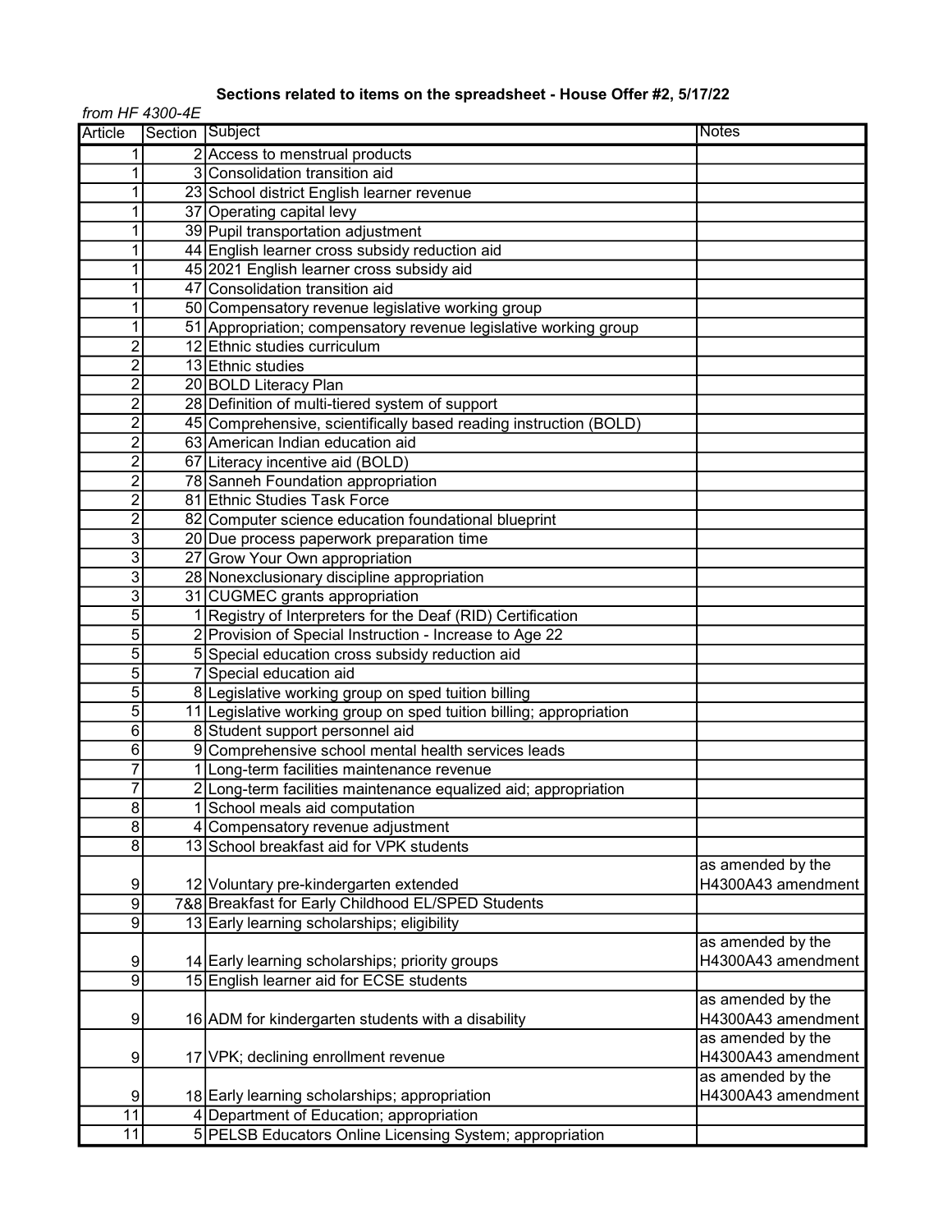**Sections related to items on the spreadsheet - House Offer #2, 5/17/22**

*from HF 4300-4E*

| Article | Section | Subject | Notes |
|---|---|---|---|
| 1 | 2 | Access to menstrual products | |
| 1 | 3 | Consolidation transition aid | |
| 1 | 23 | School district English learner revenue | |
| 1 | 37 | Operating capital levy | |
| 1 | 39 | Pupil transportation adjustment | |
| 1 | 44 | English learner cross subsidy reduction aid | |
| 1 | 45 | 2021 English learner cross subsidy aid | |
| 1 | 47 | Consolidation transition aid | |
| 1 | 50 | Compensatory revenue legislative working group | |
| 1 | 51 | Appropriation; compensatory revenue legislative working group | |
| 2 | 12 | Ethnic studies curriculum | |
| 2 | 13 | Ethnic studies | |
| 2 | 20 | BOLD Literacy Plan | |
| 2 | 28 | Definition of multi-tiered system of support | |
| 2 | 45 | Comprehensive, scientifically based reading instruction (BOLD) | |
| 2 | 63 | American Indian education aid | |
| 2 | 67 | Literacy incentive aid (BOLD) | |
| 2 | 78 | Sanneh Foundation appropriation | |
| 2 | 81 | Ethnic Studies Task Force | |
| 2 | 82 | Computer science education foundational blueprint | |
| 3 | 20 | Due process paperwork preparation time | |
| 3 | 27 | Grow Your Own appropriation | |
| 3 | 28 | Nonexclusionary discipline appropriation | |
| 3 | 31 | CUGMEC grants appropriation | |
| 5 | 1 | Registry of Interpreters for the Deaf (RID) Certification | |
| 5 | 2 | Provision of Special Instruction - Increase to Age 22 | |
| 5 | 5 | Special education cross subsidy reduction aid | |
| 5 | 7 | Special education aid | |
| 5 | 8 | Legislative working group on sped tuition billing | |
| 5 | 11 | Legislative working group on sped tuition billing; appropriation | |
| 6 | 8 | Student support personnel aid | |
| 6 | 9 | Comprehensive school mental health services leads | |
| 7 | 1 | Long-term facilities maintenance revenue | |
| 7 | 2 | Long-term facilities maintenance equalized aid; appropriation | |
| 8 | 1 | School meals aid computation | |
| 8 | 4 | Compensatory revenue adjustment | |
| 8 | 13 | School breakfast aid for VPK students | |
| 9 | 12 | Voluntary pre-kindergarten extended | as amended by the H4300A43 amendment |
| 9 | 7&8 | Breakfast for Early Childhood EL/SPED Students | |
| 9 | 13 | Early learning scholarships; eligibility | |
| 9 | 14 | Early learning scholarships; priority groups | as amended by the H4300A43 amendment |
| 9 | 15 | English learner aid for ECSE students | |
| 9 | 16 | ADM for kindergarten students with a disability | as amended by the H4300A43 amendment |
| 9 | 17 | VPK; declining enrollment revenue | as amended by the H4300A43 amendment |
| 9 | 18 | Early learning scholarships; appropriation | as amended by the H4300A43 amendment |
| 11 | 4 | Department of Education; appropriation | |
| 11 | 5 | PELSB Educators Online Licensing System; appropriation | |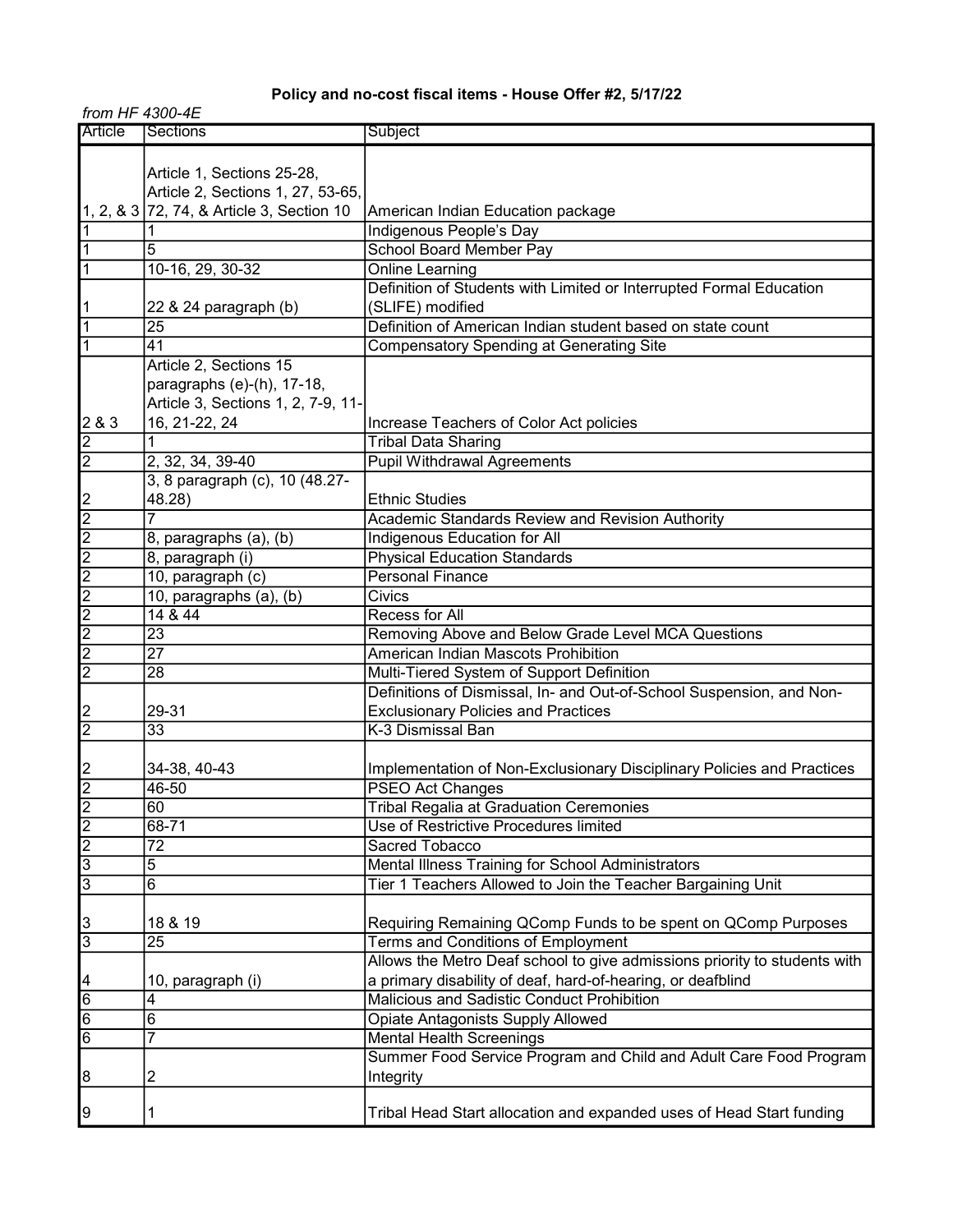**Policy and no-cost fiscal items - House Offer #2, 5/17/22**

*from HF 4300-4E*

| Article | Sections | Subject |
|---|---|---|
| 1, 2, & 3 | Article 1, Sections 25-28, Article 2, Sections 1, 27, 53-65, 72, 74, & Article 3, Section 10 | American Indian Education package |
| 1 | 1 | Indigenous People's Day |
| 1 | 5 | School Board Member Pay |
| 1 | 10-16, 29, 30-32 | Online Learning |
| 1 | 22 & 24 paragraph (b) | Definition of Students with Limited or Interrupted Formal Education (SLIFE) modified |
| 1 | 25 | Definition of American Indian student based on state count |
| 1 | 41 | Compensatory Spending at Generating Site |
| 2 & 3 | Article 2, Sections 15 paragraphs (e)-(h), 17-18, Article 3, Sections 1, 2, 7-9, 11-16, 21-22, 24 | Increase Teachers of Color Act policies |
| 2 | 1 | Tribal Data Sharing |
| 2 | 2, 32, 34, 39-40 | Pupil Withdrawal Agreements |
| 2 | 3, 8 paragraph (c), 10 (48.27-48.28) | Ethnic Studies |
| 2 | 7 | Academic Standards Review and Revision Authority |
| 2 | 8, paragraphs (a), (b) | Indigenous Education for All |
| 2 | 8, paragraph (i) | Physical Education Standards |
| 2 | 10, paragraph (c) | Personal Finance |
| 2 | 10, paragraphs (a), (b) | Civics |
| 2 | 14 & 44 | Recess for All |
| 2 | 23 | Removing Above and Below Grade Level MCA Questions |
| 2 | 27 | American Indian Mascots Prohibition |
| 2 | 28 | Multi-Tiered System of Support Definition |
| 2 | 29-31 | Definitions of Dismissal, In- and Out-of-School Suspension, and Non-Exclusionary Policies and Practices |
| 2 | 33 | K-3 Dismissal Ban |
| 2 | 34-38, 40-43 | Implementation of Non-Exclusionary Disciplinary Policies and Practices |
| 2 | 46-50 | PSEO Act Changes |
| 2 | 60 | Tribal Regalia at Graduation Ceremonies |
| 2 | 68-71 | Use of Restrictive Procedures limited |
| 2 | 72 | Sacred Tobacco |
| 3 | 5 | Mental Illness Training for School Administrators |
| 3 | 6 | Tier 1 Teachers Allowed to Join the Teacher Bargaining Unit |
| 3 | 18 & 19 | Requiring Remaining QComp Funds to be spent on QComp Purposes |
| 3 | 25 | Terms and Conditions of Employment |
| 4 | 10, paragraph (i) | Allows the Metro Deaf school to give admissions priority to students with a primary disability of deaf, hard-of-hearing, or deafblind |
| 6 | 4 | Malicious and Sadistic Conduct Prohibition |
| 6 | 6 | Opiate Antagonists Supply Allowed |
| 6 | 7 | Mental Health Screenings |
| 8 | 2 | Summer Food Service Program and Child and Adult Care Food Program Integrity |
| 9 | 1 | Tribal Head Start allocation and expanded uses of Head Start funding |